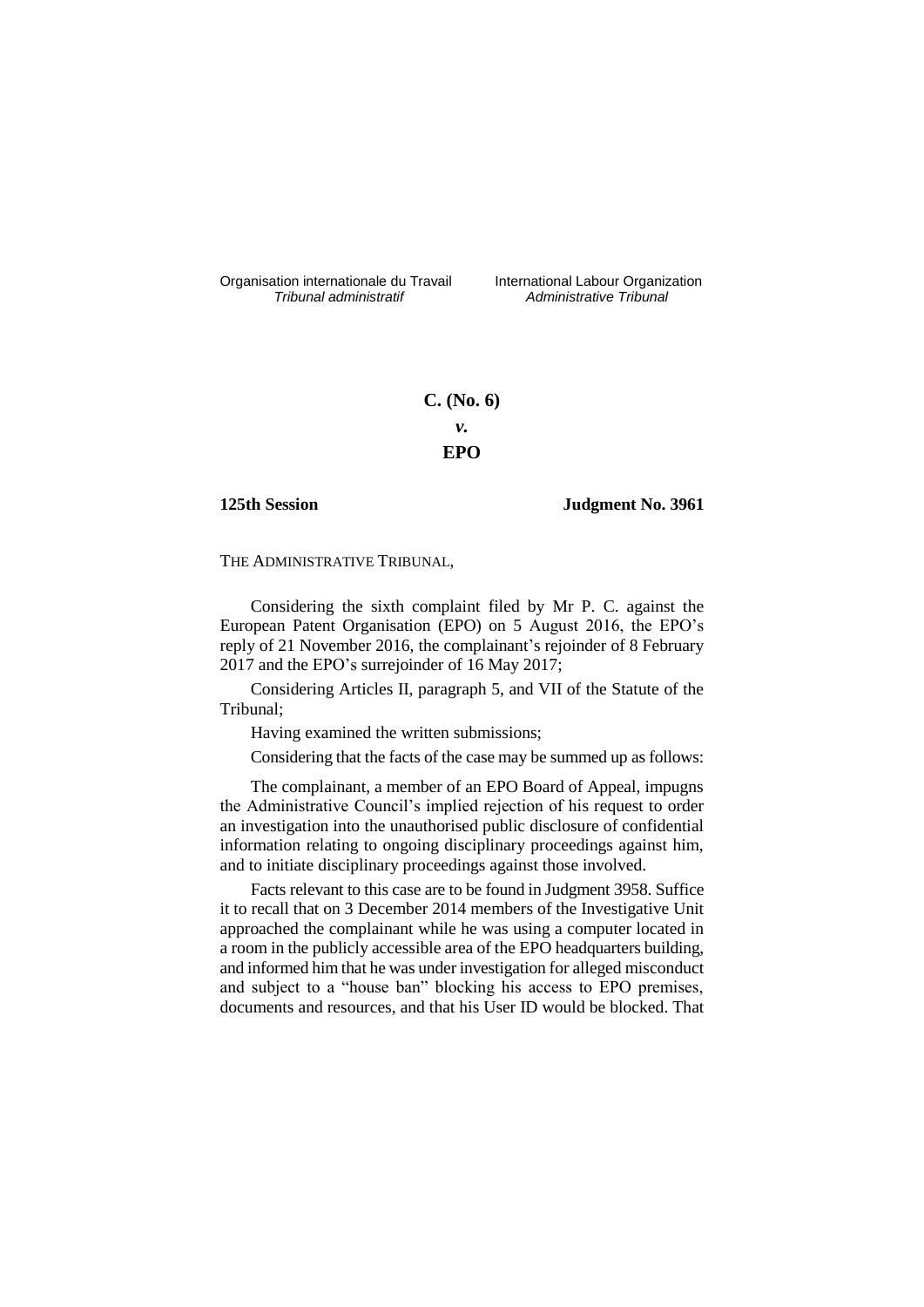Organisation internationale du Travail
*Tribunal administratif*

International Labour Organization
*Administrative Tribunal*

**C. (No. 6)**

***v.***

**EPO**

**125th Session**

**Judgment No. 3961**

THE ADMINISTRATIVE TRIBUNAL,

Considering the sixth complaint filed by Mr P. C. against the European Patent Organisation (EPO) on 5 August 2016, the EPO's reply of 21 November 2016, the complainant's rejoinder of 8 February 2017 and the EPO's surrejoinder of 16 May 2017;

Considering Articles II, paragraph 5, and VII of the Statute of the Tribunal;

Having examined the written submissions;

Considering that the facts of the case may be summed up as follows:

The complainant, a member of an EPO Board of Appeal, impugns the Administrative Council's implied rejection of his request to order an investigation into the unauthorised public disclosure of confidential information relating to ongoing disciplinary proceedings against him, and to initiate disciplinary proceedings against those involved.

Facts relevant to this case are to be found in Judgment 3958. Suffice it to recall that on 3 December 2014 members of the Investigative Unit approached the complainant while he was using a computer located in a room in the publicly accessible area of the EPO headquarters building, and informed him that he was under investigation for alleged misconduct and subject to a "house ban" blocking his access to EPO premises, documents and resources, and that his User ID would be blocked. That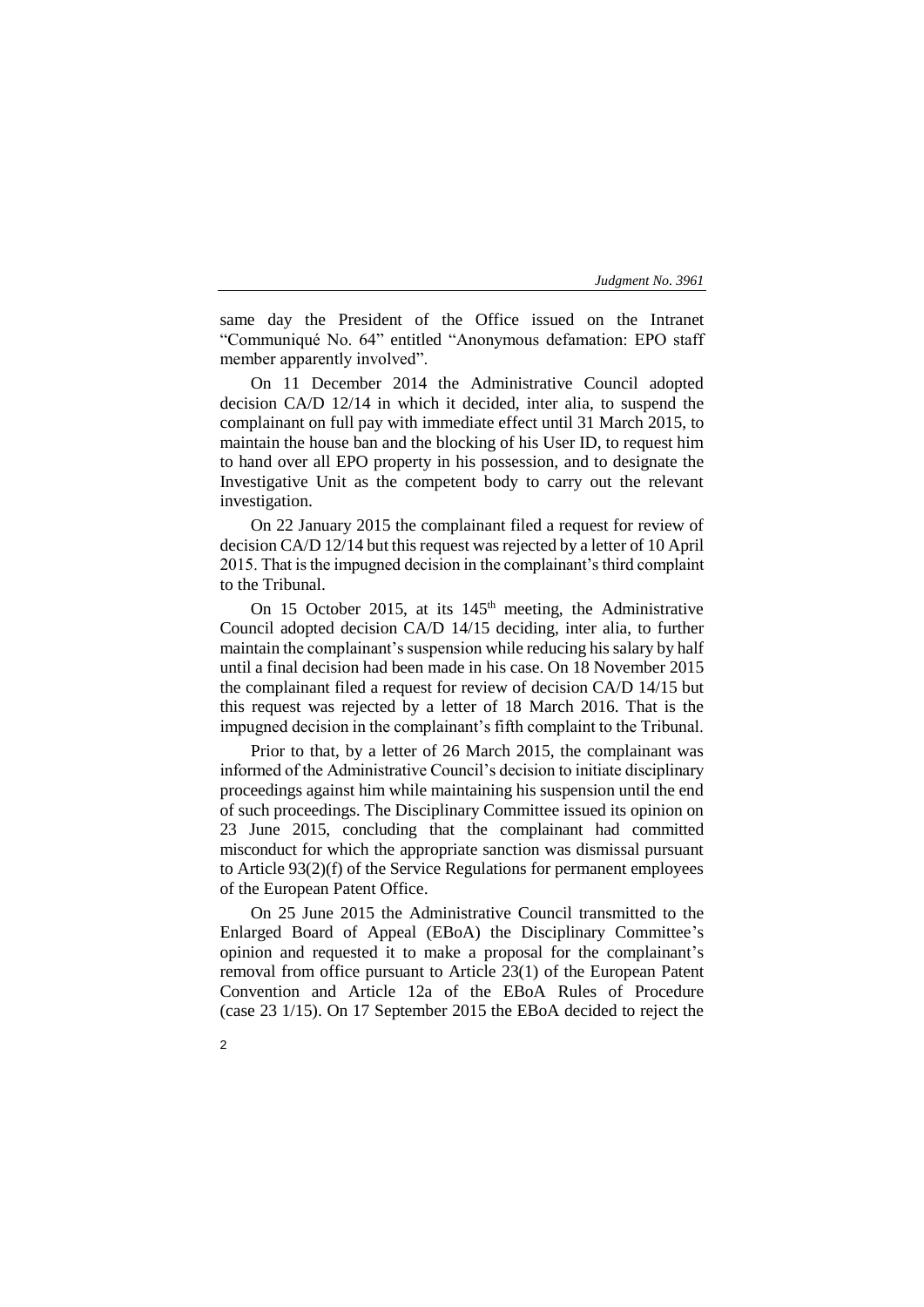same day the President of the Office issued on the Intranet "Communiqué No. 64" entitled "Anonymous defamation: EPO staff member apparently involved".

On 11 December 2014 the Administrative Council adopted decision CA/D 12/14 in which it decided, inter alia, to suspend the complainant on full pay with immediate effect until 31 March 2015, to maintain the house ban and the blocking of his User ID, to request him to hand over all EPO property in his possession, and to designate the Investigative Unit as the competent body to carry out the relevant investigation.

On 22 January 2015 the complainant filed a request for review of decision CA/D 12/14 but this request was rejected by a letter of 10 April 2015. That is the impugned decision in the complainant's third complaint to the Tribunal.

On 15 October 2015, at its 145th meeting, the Administrative Council adopted decision CA/D 14/15 deciding, inter alia, to further maintain the complainant's suspension while reducing his salary by half until a final decision had been made in his case. On 18 November 2015 the complainant filed a request for review of decision CA/D 14/15 but this request was rejected by a letter of 18 March 2016. That is the impugned decision in the complainant's fifth complaint to the Tribunal.

Prior to that, by a letter of 26 March 2015, the complainant was informed of the Administrative Council's decision to initiate disciplinary proceedings against him while maintaining his suspension until the end of such proceedings. The Disciplinary Committee issued its opinion on 23 June 2015, concluding that the complainant had committed misconduct for which the appropriate sanction was dismissal pursuant to Article 93(2)(f) of the Service Regulations for permanent employees of the European Patent Office.

On 25 June 2015 the Administrative Council transmitted to the Enlarged Board of Appeal (EBoA) the Disciplinary Committee's opinion and requested it to make a proposal for the complainant's removal from office pursuant to Article 23(1) of the European Patent Convention and Article 12a of the EBoA Rules of Procedure (case 23 1/15). On 17 September 2015 the EBoA decided to reject the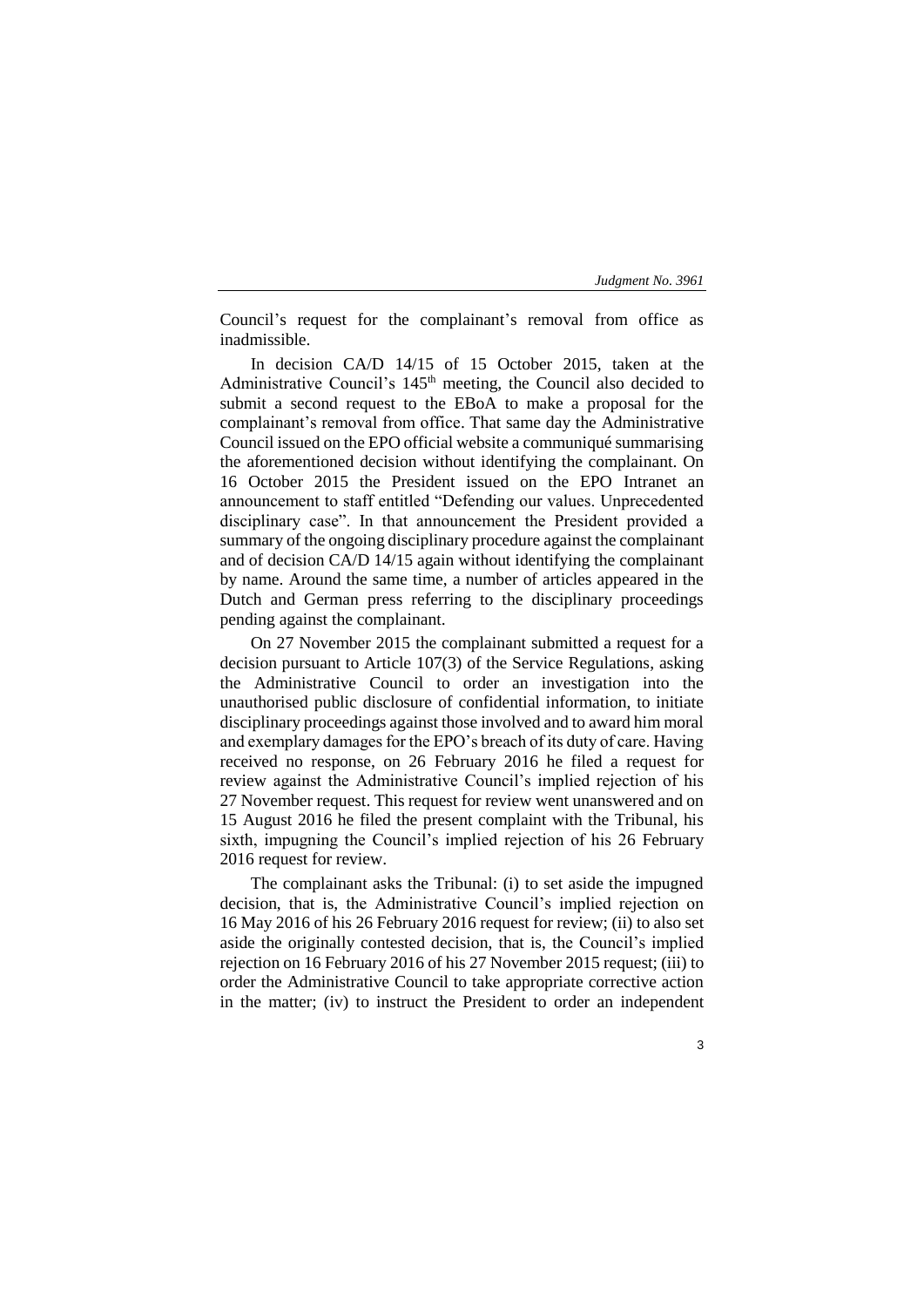Council's request for the complainant's removal from office as inadmissible.

In decision CA/D 14/15 of 15 October 2015, taken at the Administrative Council's 145th meeting, the Council also decided to submit a second request to the EBoA to make a proposal for the complainant's removal from office. That same day the Administrative Council issued on the EPO official website a communiqué summarising the aforementioned decision without identifying the complainant. On 16 October 2015 the President issued on the EPO Intranet an announcement to staff entitled "Defending our values. Unprecedented disciplinary case". In that announcement the President provided a summary of the ongoing disciplinary procedure against the complainant and of decision CA/D 14/15 again without identifying the complainant by name. Around the same time, a number of articles appeared in the Dutch and German press referring to the disciplinary proceedings pending against the complainant.

On 27 November 2015 the complainant submitted a request for a decision pursuant to Article 107(3) of the Service Regulations, asking the Administrative Council to order an investigation into the unauthorised public disclosure of confidential information, to initiate disciplinary proceedings against those involved and to award him moral and exemplary damages for the EPO's breach of its duty of care. Having received no response, on 26 February 2016 he filed a request for review against the Administrative Council's implied rejection of his 27 November request. This request for review went unanswered and on 15 August 2016 he filed the present complaint with the Tribunal, his sixth, impugning the Council's implied rejection of his 26 February 2016 request for review.

The complainant asks the Tribunal: (i) to set aside the impugned decision, that is, the Administrative Council's implied rejection on 16 May 2016 of his 26 February 2016 request for review; (ii) to also set aside the originally contested decision, that is, the Council's implied rejection on 16 February 2016 of his 27 November 2015 request; (iii) to order the Administrative Council to take appropriate corrective action in the matter; (iv) to instruct the President to order an independent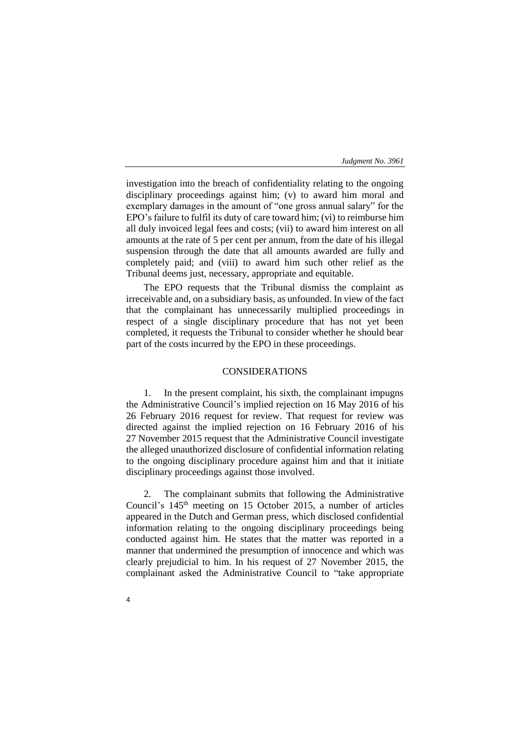investigation into the breach of confidentiality relating to the ongoing disciplinary proceedings against him; (v) to award him moral and exemplary damages in the amount of "one gross annual salary" for the EPO's failure to fulfil its duty of care toward him; (vi) to reimburse him all duly invoiced legal fees and costs; (vii) to award him interest on all amounts at the rate of 5 per cent per annum, from the date of his illegal suspension through the date that all amounts awarded are fully and completely paid; and (viii) to award him such other relief as the Tribunal deems just, necessary, appropriate and equitable.

The EPO requests that the Tribunal dismiss the complaint as irreceivable and, on a subsidiary basis, as unfounded. In view of the fact that the complainant has unnecessarily multiplied proceedings in respect of a single disciplinary procedure that has not yet been completed, it requests the Tribunal to consider whether he should bear part of the costs incurred by the EPO in these proceedings.

## CONSIDERATIONS

1. In the present complaint, his sixth, the complainant impugns the Administrative Council's implied rejection on 16 May 2016 of his 26 February 2016 request for review. That request for review was directed against the implied rejection on 16 February 2016 of his 27 November 2015 request that the Administrative Council investigate the alleged unauthorized disclosure of confidential information relating to the ongoing disciplinary procedure against him and that it initiate disciplinary proceedings against those involved.

2. The complainant submits that following the Administrative Council's 145th meeting on 15 October 2015, a number of articles appeared in the Dutch and German press, which disclosed confidential information relating to the ongoing disciplinary proceedings being conducted against him. He states that the matter was reported in a manner that undermined the presumption of innocence and which was clearly prejudicial to him. In his request of 27 November 2015, the complainant asked the Administrative Council to "take appropriate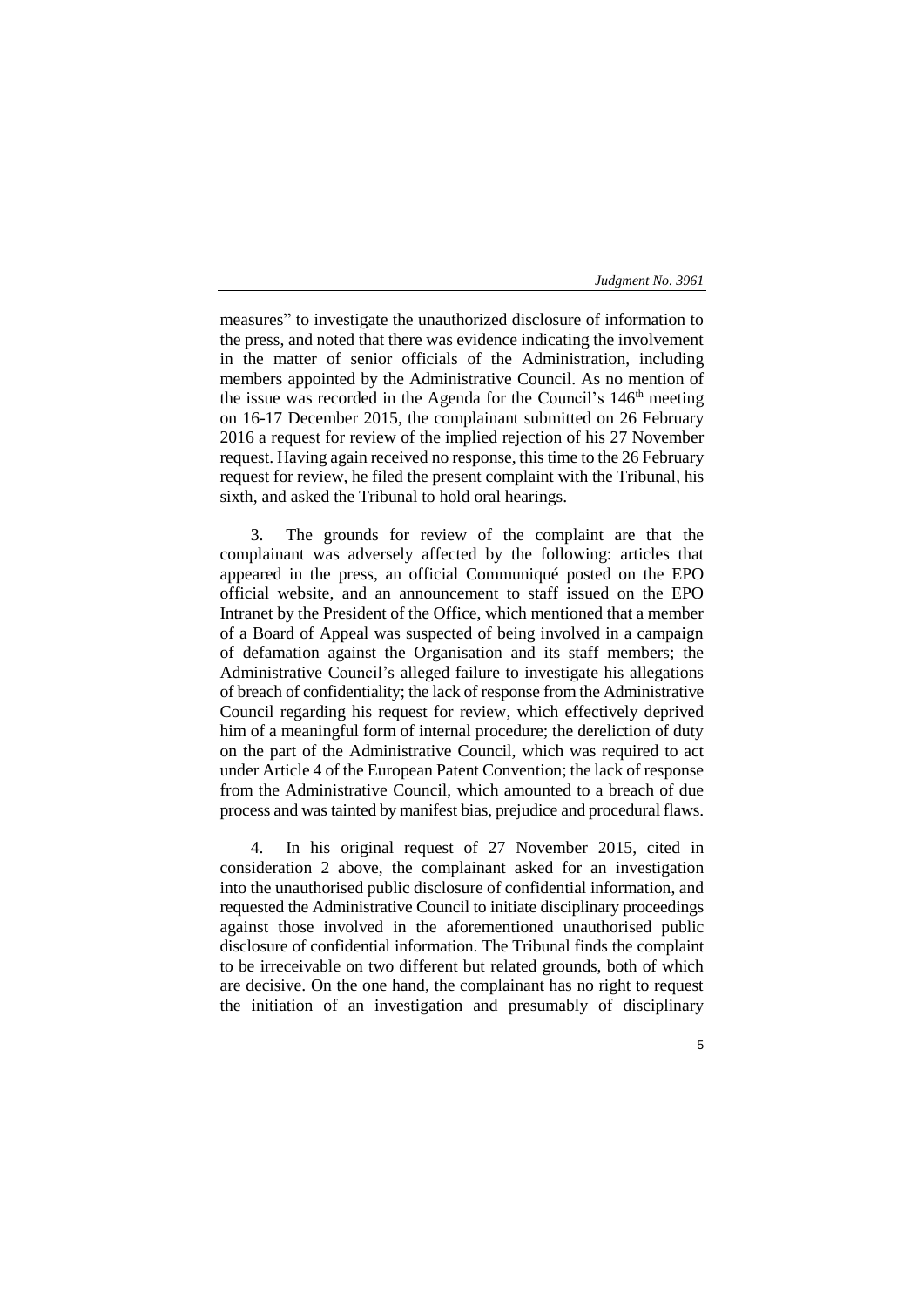measures" to investigate the unauthorized disclosure of information to the press, and noted that there was evidence indicating the involvement in the matter of senior officials of the Administration, including members appointed by the Administrative Council. As no mention of the issue was recorded in the Agenda for the Council's 146th meeting on 16-17 December 2015, the complainant submitted on 26 February 2016 a request for review of the implied rejection of his 27 November request. Having again received no response, this time to the 26 February request for review, he filed the present complaint with the Tribunal, his sixth, and asked the Tribunal to hold oral hearings.

3. The grounds for review of the complaint are that the complainant was adversely affected by the following: articles that appeared in the press, an official Communiqué posted on the EPO official website, and an announcement to staff issued on the EPO Intranet by the President of the Office, which mentioned that a member of a Board of Appeal was suspected of being involved in a campaign of defamation against the Organisation and its staff members; the Administrative Council's alleged failure to investigate his allegations of breach of confidentiality; the lack of response from the Administrative Council regarding his request for review, which effectively deprived him of a meaningful form of internal procedure; the dereliction of duty on the part of the Administrative Council, which was required to act under Article 4 of the European Patent Convention; the lack of response from the Administrative Council, which amounted to a breach of due process and was tainted by manifest bias, prejudice and procedural flaws.

4. In his original request of 27 November 2015, cited in consideration 2 above, the complainant asked for an investigation into the unauthorised public disclosure of confidential information, and requested the Administrative Council to initiate disciplinary proceedings against those involved in the aforementioned unauthorised public disclosure of confidential information. The Tribunal finds the complaint to be irreceivable on two different but related grounds, both of which are decisive. On the one hand, the complainant has no right to request the initiation of an investigation and presumably of disciplinary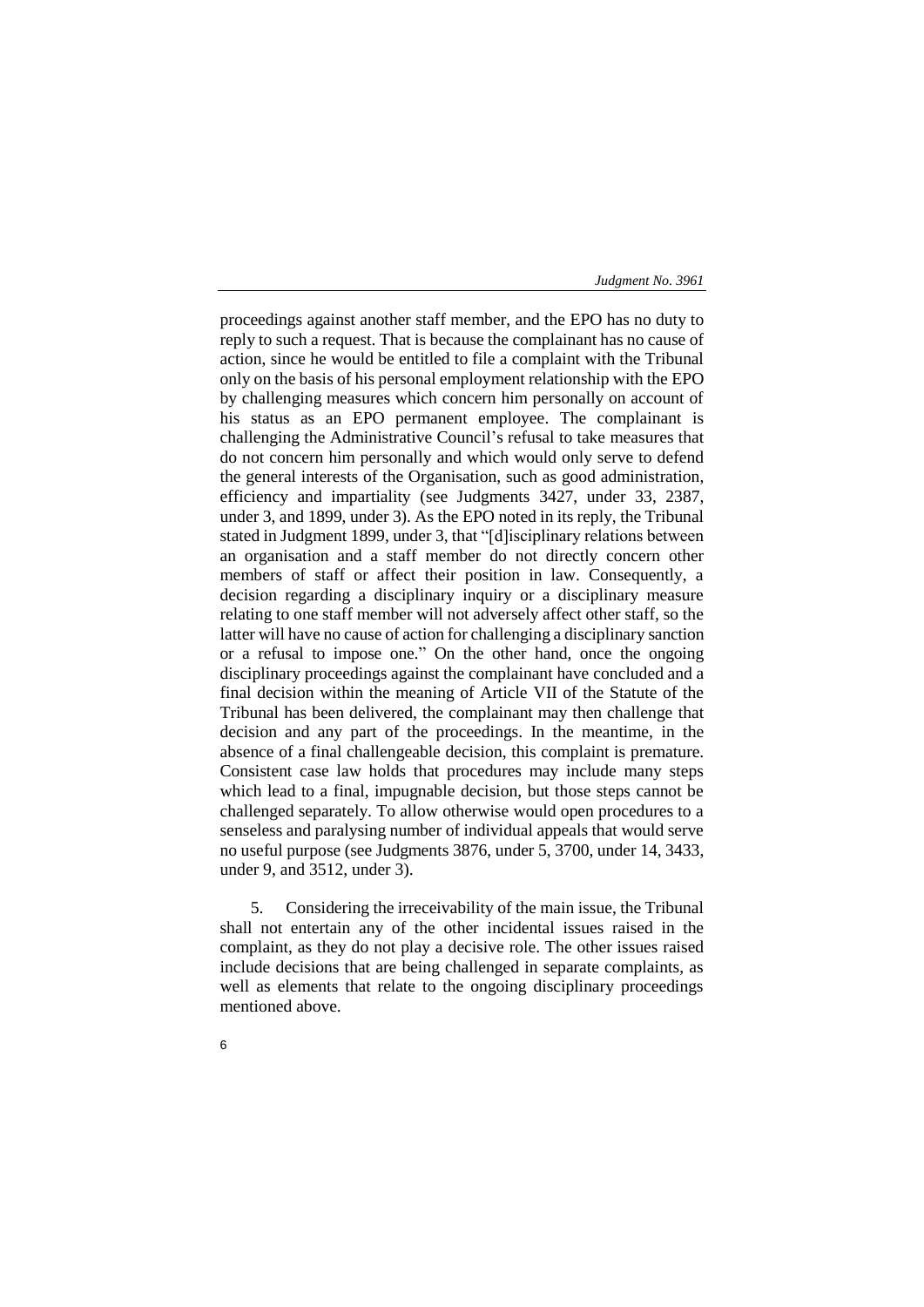proceedings against another staff member, and the EPO has no duty to reply to such a request. That is because the complainant has no cause of action, since he would be entitled to file a complaint with the Tribunal only on the basis of his personal employment relationship with the EPO by challenging measures which concern him personally on account of his status as an EPO permanent employee. The complainant is challenging the Administrative Council's refusal to take measures that do not concern him personally and which would only serve to defend the general interests of the Organisation, such as good administration, efficiency and impartiality (see Judgments 3427, under 33, 2387, under 3, and 1899, under 3). As the EPO noted in its reply, the Tribunal stated in Judgment 1899, under 3, that "[d]isciplinary relations between an organisation and a staff member do not directly concern other members of staff or affect their position in law. Consequently, a decision regarding a disciplinary inquiry or a disciplinary measure relating to one staff member will not adversely affect other staff, so the latter will have no cause of action for challenging a disciplinary sanction or a refusal to impose one." On the other hand, once the ongoing disciplinary proceedings against the complainant have concluded and a final decision within the meaning of Article VII of the Statute of the Tribunal has been delivered, the complainant may then challenge that decision and any part of the proceedings. In the meantime, in the absence of a final challengeable decision, this complaint is premature. Consistent case law holds that procedures may include many steps which lead to a final, impugnable decision, but those steps cannot be challenged separately. To allow otherwise would open procedures to a senseless and paralysing number of individual appeals that would serve no useful purpose (see Judgments 3876, under 5, 3700, under 14, 3433, under 9, and 3512, under 3).

5. Considering the irreceivability of the main issue, the Tribunal shall not entertain any of the other incidental issues raised in the complaint, as they do not play a decisive role. The other issues raised include decisions that are being challenged in separate complaints, as well as elements that relate to the ongoing disciplinary proceedings mentioned above.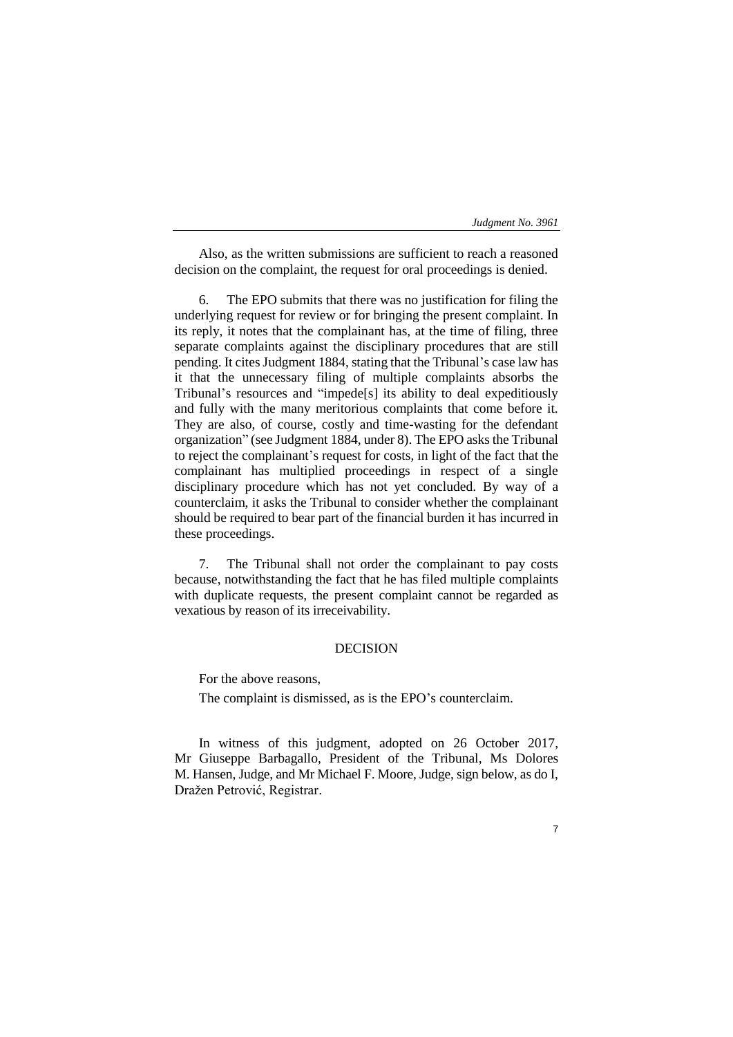Also, as the written submissions are sufficient to reach a reasoned decision on the complaint, the request for oral proceedings is denied.

6. The EPO submits that there was no justification for filing the underlying request for review or for bringing the present complaint. In its reply, it notes that the complainant has, at the time of filing, three separate complaints against the disciplinary procedures that are still pending. It cites Judgment 1884, stating that the Tribunal's case law has it that the unnecessary filing of multiple complaints absorbs the Tribunal's resources and "impede[s] its ability to deal expeditiously and fully with the many meritorious complaints that come before it. They are also, of course, costly and time-wasting for the defendant organization" (see Judgment 1884, under 8). The EPO asks the Tribunal to reject the complainant's request for costs, in light of the fact that the complainant has multiplied proceedings in respect of a single disciplinary procedure which has not yet concluded. By way of a counterclaim, it asks the Tribunal to consider whether the complainant should be required to bear part of the financial burden it has incurred in these proceedings.

7. The Tribunal shall not order the complainant to pay costs because, notwithstanding the fact that he has filed multiple complaints with duplicate requests, the present complaint cannot be regarded as vexatious by reason of its irreceivability.

## DECISION

For the above reasons,

The complaint is dismissed, as is the EPO's counterclaim.

In witness of this judgment, adopted on 26 October 2017, Mr Giuseppe Barbagallo, President of the Tribunal, Ms Dolores M. Hansen, Judge, and Mr Michael F. Moore, Judge, sign below, as do I, Dražen Petrović, Registrar.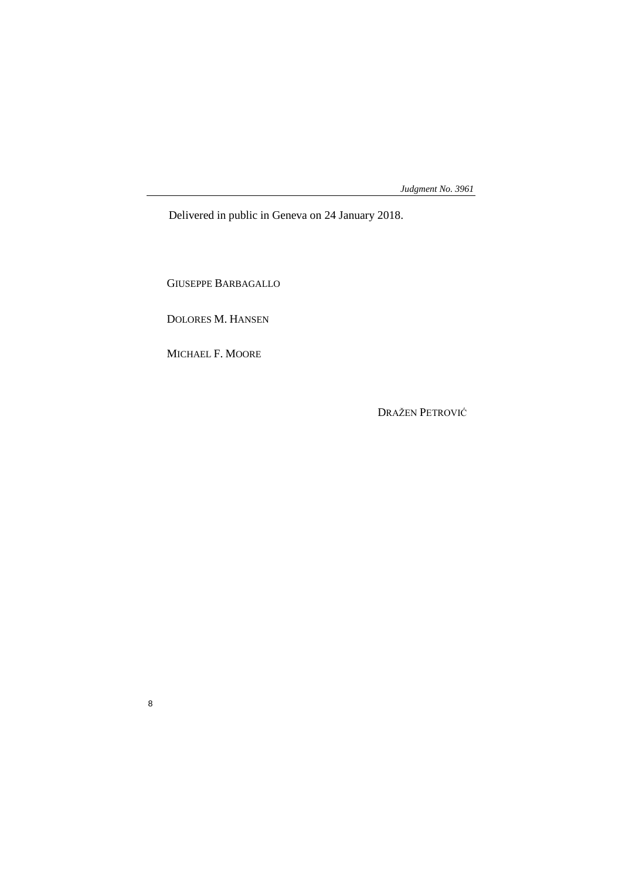Delivered in public in Geneva on 24 January 2018.

GIUSEPPE BARBAGALLO

DOLORES M. HANSEN

MICHAEL F. MOORE

DRAŽEN PETROVIĆ